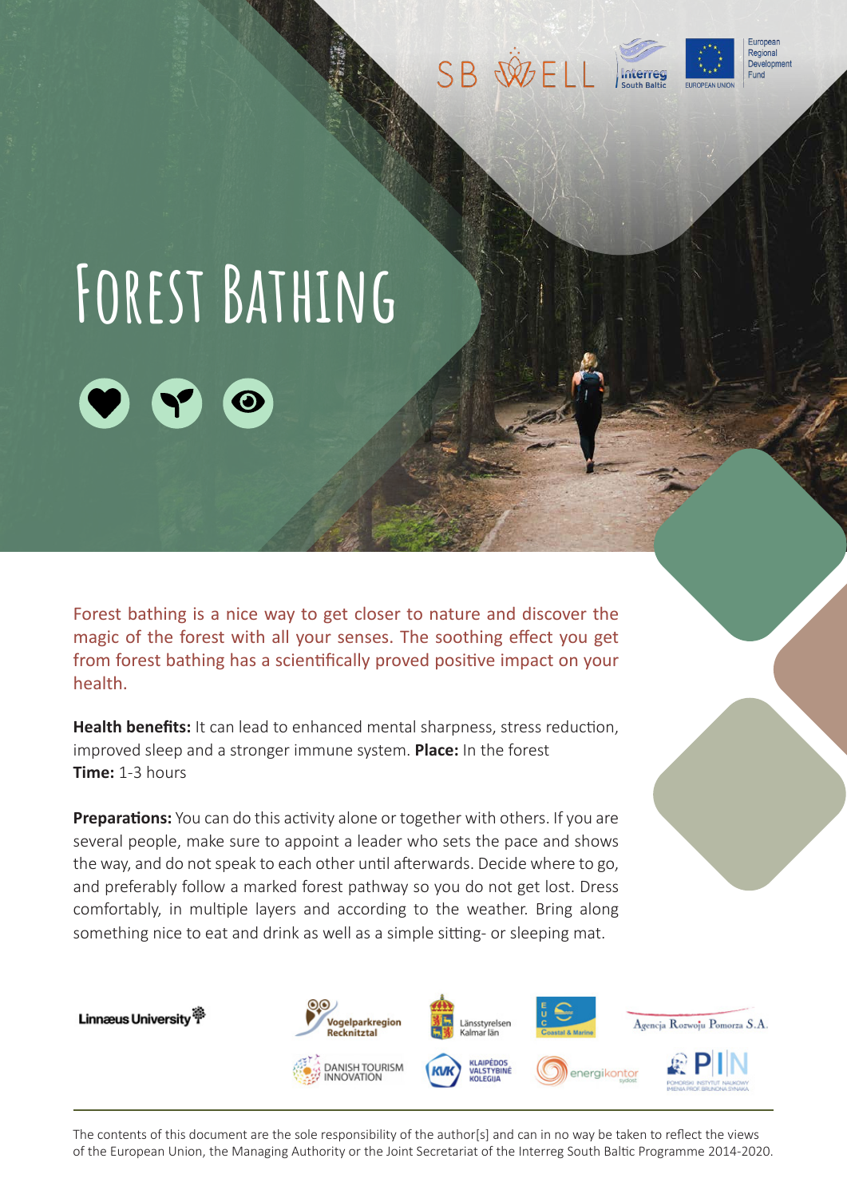# Forest Bathing

Forest bathing is a nice way to get closer to nature and discover the magic of the forest with all your senses. The soothing effect you get from forest bathing has a scientifically proved positive impact on your health.

**Health benefits:** It can lead to enhanced mental sharpness, stress reduction, improved sleep and a stronger immune system. **Place:** In the forest
**Time:** 1-3 hours

**Preparations:** You can do this activity alone or together with others. If you are several people, make sure to appoint a leader who sets the pace and shows the way, and do not speak to each other until afterwards. Decide where to go, and preferably follow a marked forest pathway so you do not get lost. Dress comfortably, in multiple layers and according to the weather. Bring along something nice to eat and drink as well as a simple sitting- or sleeping mat.

The contents of this document are the sole responsibility of the author[s] and can in no way be taken to reflect the views of the European Union, the Managing Authority or the Joint Secretariat of the Interreg South Baltic Programme 2014-2020.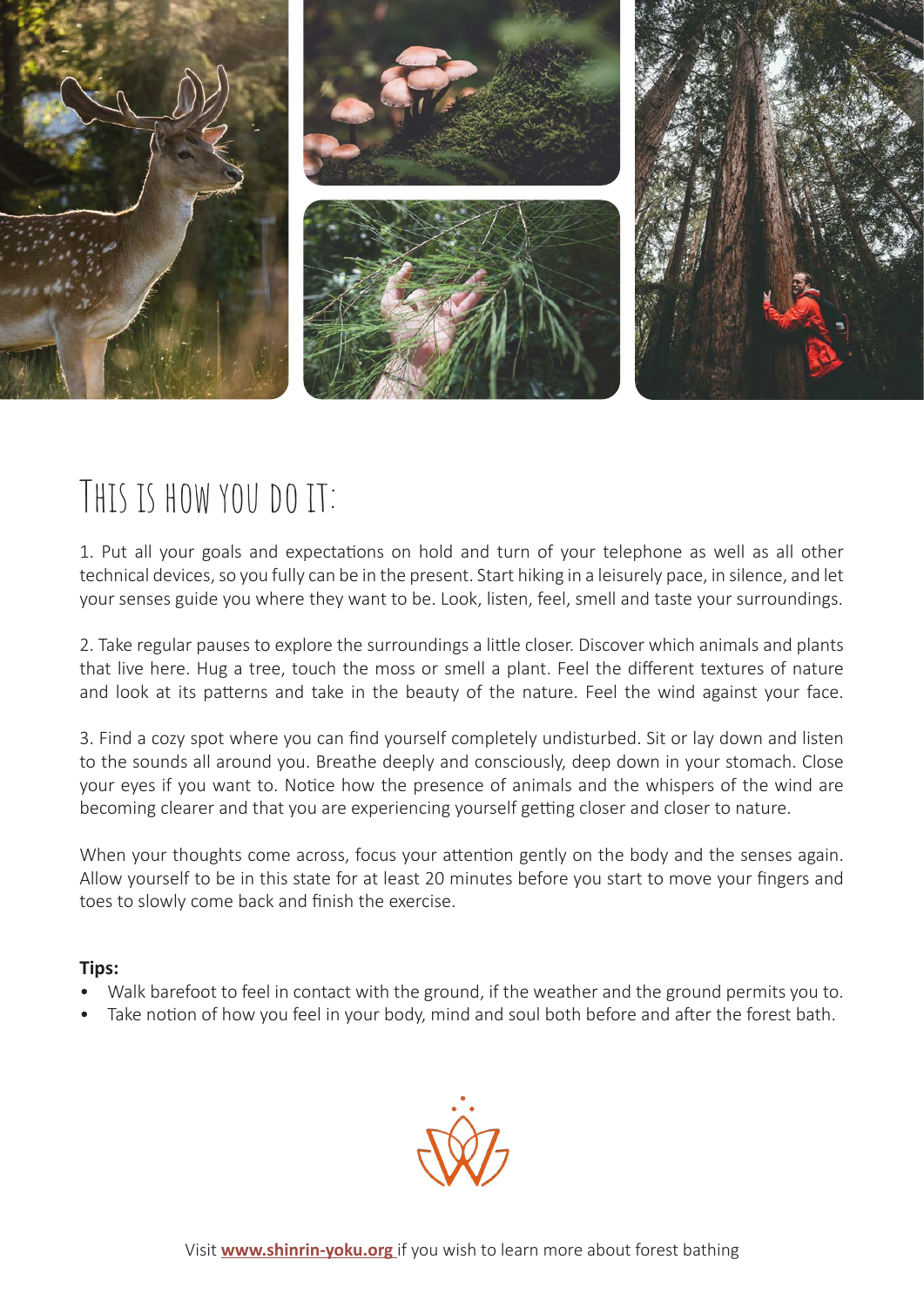# This is how you do it:

1. Put all your goals and expectations on hold and turn of your telephone as well as all other technical devices, so you fully can be in the present. Start hiking in a leisurely pace, in silence, and let your senses guide you where they want to be. Look, listen, feel, smell and taste your surroundings.

2. Take regular pauses to explore the surroundings a little closer. Discover which animals and plants that live here. Hug a tree, touch the moss or smell a plant. Feel the different textures of nature and look at its patterns and take in the beauty of the nature. Feel the wind against your face.

3. Find a cozy spot where you can find yourself completely undisturbed. Sit or lay down and listen to the sounds all around you. Breathe deeply and consciously, deep down in your stomach. Close your eyes if you want to. Notice how the presence of animals and the whispers of the wind are becoming clearer and that you are experiencing yourself getting closer and closer to nature.

When your thoughts come across, focus your attention gently on the body and the senses again. Allow yourself to be in this state for at least 20 minutes before you start to move your fingers and toes to slowly come back and finish the exercise.

**Tips:**

- Walk barefoot to feel in contact with the ground, if the weather and the ground permits you to.
- Take notion of how you feel in your body, mind and soul both before and after the forest bath.

Visit **www.shinrin-yoku.org** if you wish to learn more about forest bathing